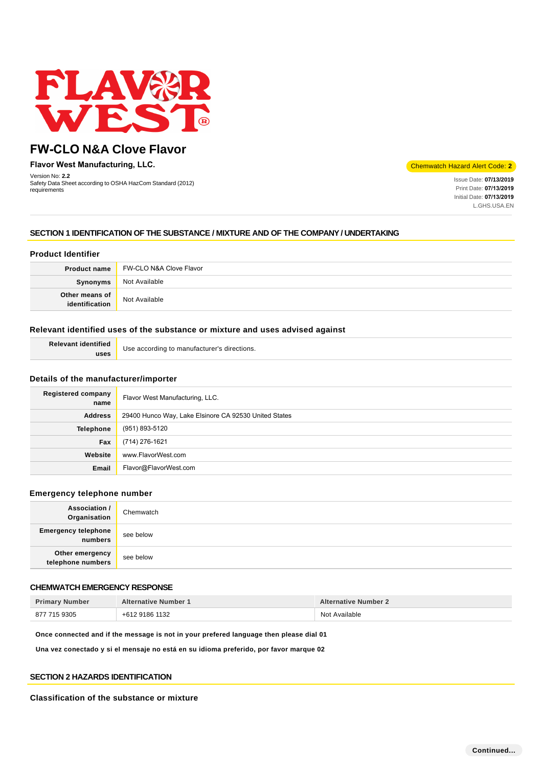# FW-CLO N&A Clove Flavor

**Flavor West Manufacturing, LLC.**

Version No: **2.2**
Safety Data Sheet according to OSHA HazCom Standard (2012) requirements

Chemwatch Hazard Alert Code: **2**

Issue Date: **07/13/2019**
Print Date: **07/13/2019**
Initial Date: **07/13/2019**
L.GHS.USA.EN

## SECTION 1 IDENTIFICATION OF THE SUBSTANCE / MIXTURE AND OF THE COMPANY / UNDERTAKING

### Product Identifier

| | |
|---|---|
| **Product name** | FW-CLO N&A Clove Flavor |
| **Synonyms** | Not Available |
| **Other means of identification** | Not Available |

### Relevant identified uses of the substance or mixture and uses advised against

| | |
|---|---|
| **Relevant identified uses** | Use according to manufacturer's directions. |

### Details of the manufacturer/importer

| | |
|---|---|
| **Registered company name** | Flavor West Manufacturing, LLC. |
| **Address** | 29400 Hunco Way, Lake Elsinore CA 92530 United States |
| **Telephone** | (951) 893-5120 |
| **Fax** | (714) 276-1621 |
| **Website** | www.FlavorWest.com |
| **Email** | Flavor@FlavorWest.com |

### Emergency telephone number

| | |
|---|---|
| **Association / Organisation** | Chemwatch |
| **Emergency telephone numbers** | see below |
| **Other emergency telephone numbers** | see below |

### CHEMWATCH EMERGENCY RESPONSE

| Primary Number | Alternative Number 1 | Alternative Number 2 |
|---|---|---|
| 877 715 9305 | +612 9186 1132 | Not Available |

**Once connected and if the message is not in your prefered language then please dial 01**

**Una vez conectado y si el mensaje no está en su idioma preferido, por favor marque 02**

## SECTION 2 HAZARDS IDENTIFICATION

### Classification of the substance or mixture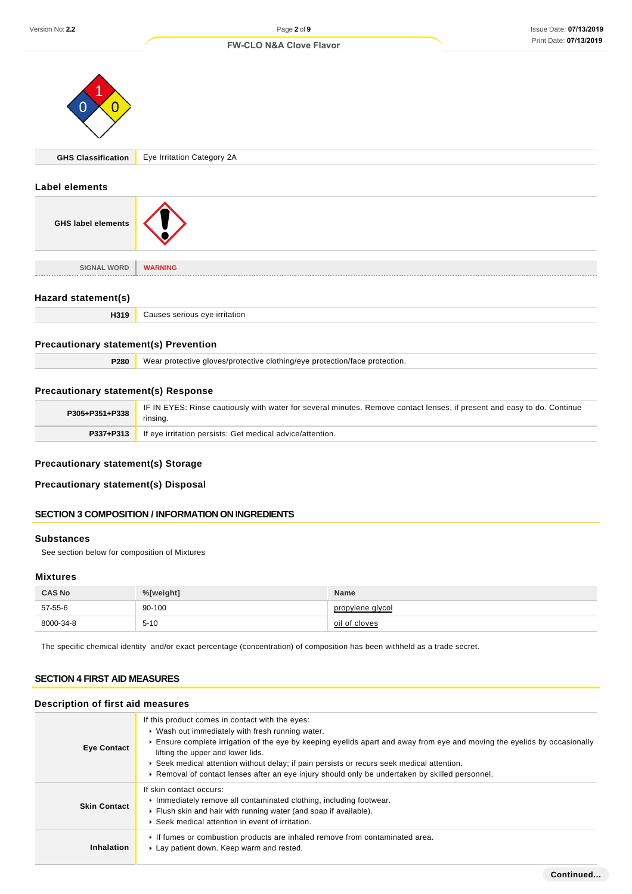| GHS Classification | Eye Irritation Category 2A |
|---|---|

## Label elements

| GHS label elements | |
|---|---|
| SIGNAL WORD | WARNING |

## Hazard statement(s)

| H319 | Causes serious eye irritation |
|---|---|

## Precautionary statement(s) Prevention

| P280 | Wear protective gloves/protective clothing/eye protection/face protection. |
|---|---|

## Precautionary statement(s) Response

| P305+P351+P338 | IF IN EYES: Rinse cautiously with water for several minutes. Remove contact lenses, if present and easy to do. Continue rinsing. |
|---|---|
| P337+P313 | If eye irritation persists: Get medical advice/attention. |

## Precautionary statement(s) Storage

## Precautionary statement(s) Disposal

# SECTION 3 COMPOSITION / INFORMATION ON INGREDIENTS

## Substances

See section below for composition of Mixtures

## Mixtures

| CAS No | %[weight] | Name |
|---|---|---|
| 57-55-6 | 90-100 | propylene glycol |
| 8000-34-8 | 5-10 | oil of cloves |

The specific chemical identity and/or exact percentage (concentration) of composition has been withheld as a trade secret.

# SECTION 4 FIRST AID MEASURES

## Description of first aid measures

| | |
|---|---|
| Eye Contact | If this product comes in contact with the eyes:<br>▸ Wash out immediately with fresh running water.<br>▸ Ensure complete irrigation of the eye by keeping eyelids apart and away from eye and moving the eyelids by occasionally lifting the upper and lower lids.<br>▸ Seek medical attention without delay; if pain persists or recurs seek medical attention.<br>▸ Removal of contact lenses after an eye injury should only be undertaken by skilled personnel. |
| Skin Contact | If skin contact occurs:<br>▸ Immediately remove all contaminated clothing, including footwear.<br>▸ Flush skin and hair with running water (and soap if available).<br>▸ Seek medical attention in event of irritation. |
| Inhalation | ▸ If fumes or combustion products are inhaled remove from contaminated area.<br>▸ Lay patient down. Keep warm and rested. |

Continued...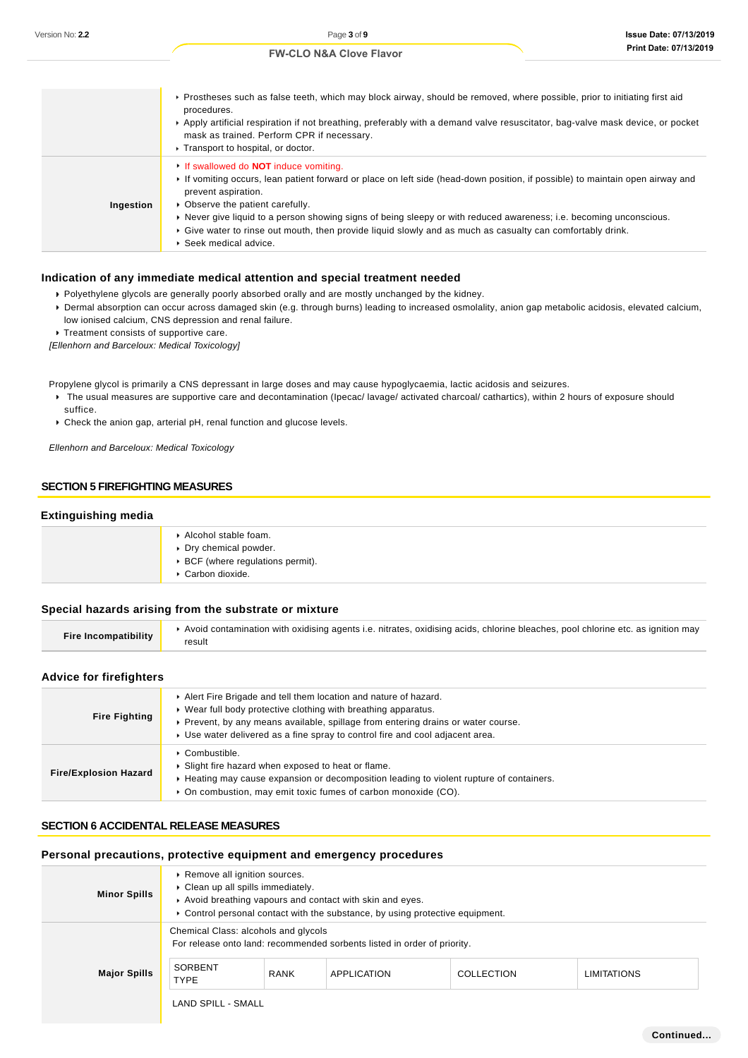| | |
|---|---|
| | ▸ Prostheses such as false teeth, which may block airway, should be removed, where possible, prior to initiating first aid procedures.<br>▸ Apply artificial respiration if not breathing, preferably with a demand valve resuscitator, bag-valve mask device, or pocket mask as trained. Perform CPR if necessary.<br>▸ Transport to hospital, or doctor. |
| **Ingestion** | ▸ If swallowed do **NOT** induce vomiting.<br>▸ If vomiting occurs, lean patient forward or place on left side (head-down position, if possible) to maintain open airway and prevent aspiration.<br>▸ Observe the patient carefully.<br>▸ Never give liquid to a person showing signs of being sleepy or with reduced awareness; i.e. becoming unconscious.<br>▸ Give water to rinse out mouth, then provide liquid slowly and as much as casualty can comfortably drink.<br>▸ Seek medical advice. |

### Indication of any immediate medical attention and special treatment needed

- Polyethylene glycols are generally poorly absorbed orally and are mostly unchanged by the kidney.
- Dermal absorption can occur across damaged skin (e.g. through burns) leading to increased osmolality, anion gap metabolic acidosis, elevated calcium, low ionised calcium, CNS depression and renal failure.
- Treatment consists of supportive care.

*[Ellenhorn and Barceloux: Medical Toxicology]*

Propylene glycol is primarily a CNS depressant in large doses and may cause hypoglycaemia, lactic acidosis and seizures.

- The usual measures are supportive care and decontamination (Ipecac/ lavage/ activated charcoal/ cathartics), within 2 hours of exposure should suffice.
- Check the anion gap, arterial pH, renal function and glucose levels.

*Ellenhorn and Barceloux: Medical Toxicology*

## SECTION 5 FIREFIGHTING MEASURES

### Extinguishing media

| | |
|---|---|
| | ▸ Alcohol stable foam.<br>▸ Dry chemical powder.<br>▸ BCF (where regulations permit).<br>▸ Carbon dioxide. |

### Special hazards arising from the substrate or mixture

| | |
|---|---|
| **Fire Incompatibility** | ▸ Avoid contamination with oxidising agents i.e. nitrates, oxidising acids, chlorine bleaches, pool chlorine etc. as ignition may result |

### Advice for firefighters

| | |
|---|---|
| **Fire Fighting** | ▸ Alert Fire Brigade and tell them location and nature of hazard.<br>▸ Wear full body protective clothing with breathing apparatus.<br>▸ Prevent, by any means available, spillage from entering drains or water course.<br>▸ Use water delivered as a fine spray to control fire and cool adjacent area. |
| **Fire/Explosion Hazard** | ▸ Combustible.<br>▸ Slight fire hazard when exposed to heat or flame.<br>▸ Heating may cause expansion or decomposition leading to violent rupture of containers.<br>▸ On combustion, may emit toxic fumes of carbon monoxide (CO). |

## SECTION 6 ACCIDENTAL RELEASE MEASURES

### Personal precautions, protective equipment and emergency procedures

| | |
|---|---|
| **Minor Spills** | ▸ Remove all ignition sources.<br>▸ Clean up all spills immediately.<br>▸ Avoid breathing vapours and contact with skin and eyes.<br>▸ Control personal contact with the substance, by using protective equipment. |
| **Major Spills** | Chemical Class: alcohols and glycols<br>For release onto land: recommended sorbents listed in order of priority. |

| SORBENT TYPE | RANK | APPLICATION | COLLECTION | LIMITATIONS |
|---|---|---|---|---|

LAND SPILL - SMALL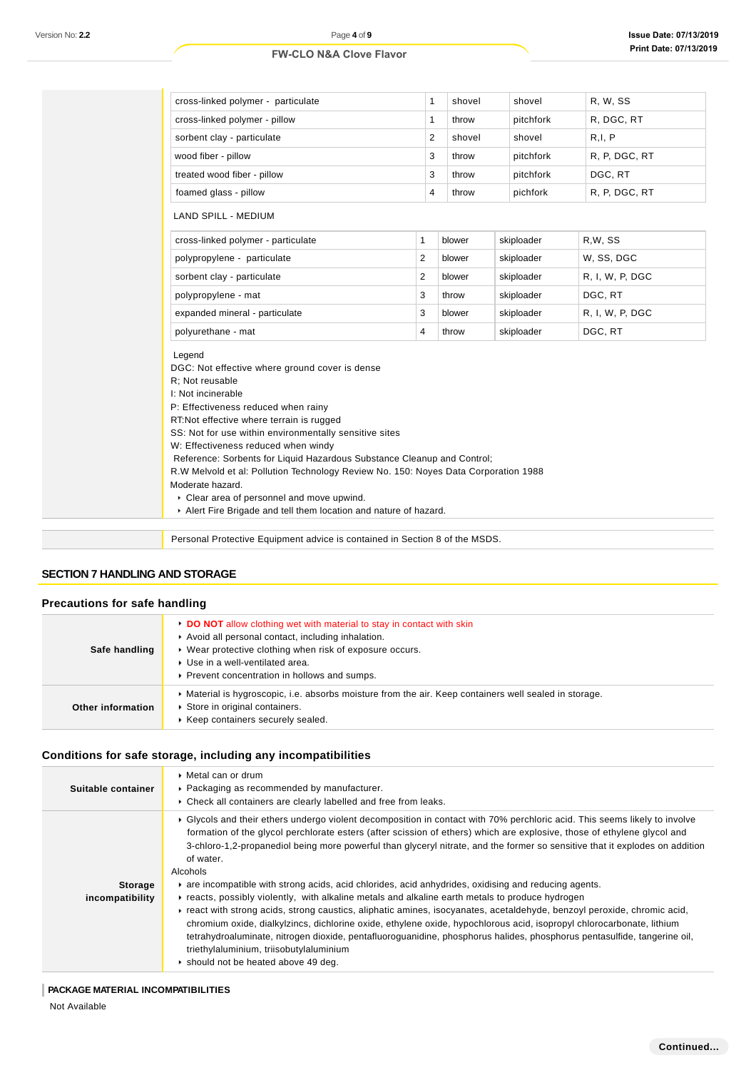| | | | | |
|---|---|---|---|---|
| cross-linked polymer - particulate | 1 | shovel | shovel | R, W, SS |
| cross-linked polymer - pillow | 1 | throw | pitchfork | R, DGC, RT |
| sorbent clay - particulate | 2 | shovel | shovel | R,I, P |
| wood fiber - pillow | 3 | throw | pitchfork | R, P, DGC, RT |
| treated wood fiber - pillow | 3 | throw | pitchfork | DGC, RT |
| foamed glass - pillow | 4 | throw | pichfork | R, P, DGC, RT |

LAND SPILL - MEDIUM

| | | | | |
|---|---|---|---|---|
| cross-linked polymer - particulate | 1 | blower | skiploader | R,W, SS |
| polypropylene - particulate | 2 | blower | skiploader | W, SS, DGC |
| sorbent clay - particulate | 2 | blower | skiploader | R, I, W, P, DGC |
| polypropylene - mat | 3 | throw | skiploader | DGC, RT |
| expanded mineral - particulate | 3 | blower | skiploader | R, I, W, P, DGC |
| polyurethane - mat | 4 | throw | skiploader | DGC, RT |

Legend
DGC: Not effective where ground cover is dense
R; Not reusable
I: Not incinerable
P: Effectiveness reduced when rainy
RT:Not effective where terrain is rugged
SS: Not for use within environmentally sensitive sites
W: Effectiveness reduced when windy
Reference: Sorbents for Liquid Hazardous Substance Cleanup and Control;
R.W Melvold et al: Pollution Technology Review No. 150: Noyes Data Corporation 1988
Moderate hazard.

- Clear area of personnel and move upwind.
- Alert Fire Brigade and tell them location and nature of hazard.

Personal Protective Equipment advice is contained in Section 8 of the MSDS.

## SECTION 7 HANDLING AND STORAGE

### Precautions for safe handling

| | |
|---|---|
| **Safe handling** | - **DO NOT** allow clothing wet with material to stay in contact with skin<br>- Avoid all personal contact, including inhalation.<br>- Wear protective clothing when risk of exposure occurs.<br>- Use in a well-ventilated area.<br>- Prevent concentration in hollows and sumps. |
| **Other information** | - Material is hygroscopic, i.e. absorbs moisture from the air. Keep containers well sealed in storage.<br>- Store in original containers.<br>- Keep containers securely sealed. |

### Conditions for safe storage, including any incompatibilities

| | |
|---|---|
| **Suitable container** | - Metal can or drum<br>- Packaging as recommended by manufacturer.<br>- Check all containers are clearly labelled and free from leaks. |
| **Storage incompatibility** | - Glycols and their ethers undergo violent decomposition in contact with 70% perchloric acid. This seems likely to involve formation of the glycol perchlorate esters (after scission of ethers) which are explosive, those of ethylene glycol and 3-chloro-1,2-propanediol being more powerful than glyceryl nitrate, and the former so sensitive that it explodes on addition of water.<br>Alcohols<br>- are incompatible with strong acids, acid chlorides, acid anhydrides, oxidising and reducing agents.<br>- reacts, possibly violently, with alkaline metals and alkaline earth metals to produce hydrogen<br>- react with strong acids, strong caustics, aliphatic amines, isocyanates, acetaldehyde, benzoyl peroxide, chromic acid, chromium oxide, dialkylzincs, dichlorine oxide, ethylene oxide, hypochlorous acid, isopropyl chlorocarbonate, lithium tetrahydroaluminate, nitrogen dioxide, pentafluoroguanidine, phosphorus halides, phosphorus pentasulfide, tangerine oil, triethylaluminium, triisobutylaluminium<br>- should not be heated above 49 deg. |

**PACKAGE MATERIAL INCOMPATIBILITIES**

Not Available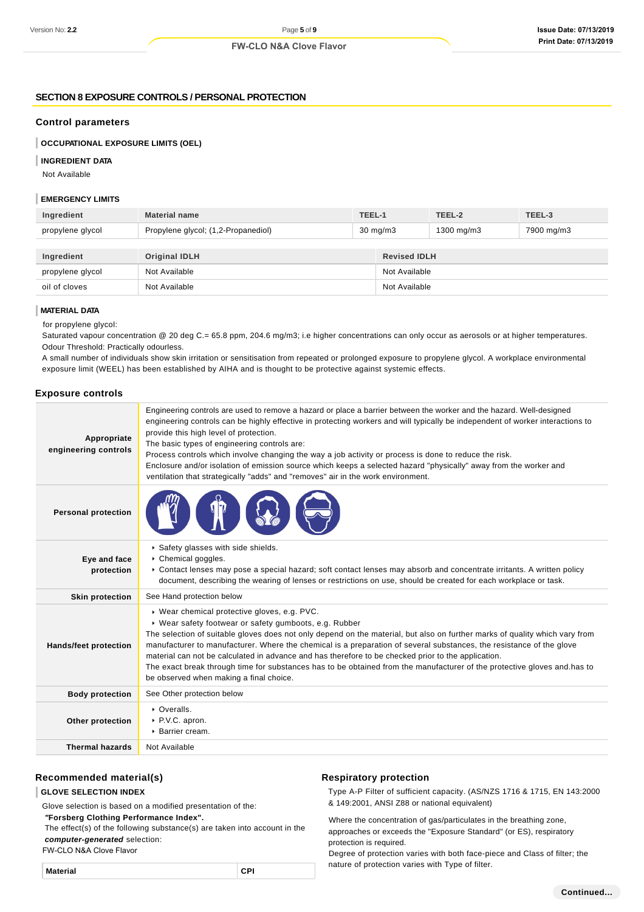## SECTION 8 EXPOSURE CONTROLS / PERSONAL PROTECTION

### Control parameters

**OCCUPATIONAL EXPOSURE LIMITS (OEL)**

**INGREDIENT DATA**

Not Available

**EMERGENCY LIMITS**

| Ingredient | Material name | TEEL-1 | TEEL-2 | TEEL-3 |
|---|---|---|---|---|
| propylene glycol | Propylene glycol; (1,2-Propanediol) | 30 mg/m3 | 1300 mg/m3 | 7900 mg/m3 |

| Ingredient | Original IDLH | Revised IDLH |
|---|---|---|
| propylene glycol | Not Available | Not Available |
| oil of cloves | Not Available | Not Available |

**MATERIAL DATA**

for propylene glycol:
Saturated vapour concentration @ 20 deg C.= 65.8 ppm, 204.6 mg/m3; i.e higher concentrations can only occur as aerosols or at higher temperatures.
Odour Threshold: Practically odourless.
A small number of individuals show skin irritation or sensitisation from repeated or prolonged exposure to propylene glycol. A workplace environmental exposure limit (WEEL) has been established by AIHA and is thought to be protective against systemic effects.

### Exposure controls

| | |
|---|---|
| **Appropriate engineering controls** | Engineering controls are used to remove a hazard or place a barrier between the worker and the hazard. Well-designed engineering controls can be highly effective in protecting workers and will typically be independent of worker interactions to provide this high level of protection. The basic types of engineering controls are: Process controls which involve changing the way a job activity or process is done to reduce the risk. Enclosure and/or isolation of emission source which keeps a selected hazard "physically" away from the worker and ventilation that strategically "adds" and "removes" air in the work environment. |
| **Personal protection** | |
| **Eye and face protection** | ▸ Safety glasses with side shields. ▸ Chemical goggles. ▸ Contact lenses may pose a special hazard; soft contact lenses may absorb and concentrate irritants. A written policy document, describing the wearing of lenses or restrictions on use, should be created for each workplace or task. |
| **Skin protection** | See Hand protection below |
| **Hands/feet protection** | ▸ Wear chemical protective gloves, e.g. PVC. ▸ Wear safety footwear or safety gumboots, e.g. Rubber. The selection of suitable gloves does not only depend on the material, but also on further marks of quality which vary from manufacturer to manufacturer. Where the chemical is a preparation of several substances, the resistance of the glove material can not be calculated in advance and has therefore to be checked prior to the application. The exact break through time for substances has to be obtained from the manufacturer of the protective gloves and.has to be observed when making a final choice. |
| **Body protection** | See Other protection below |
| **Other protection** | ▸ Overalls. ▸ P.V.C. apron. ▸ Barrier cream. |
| **Thermal hazards** | Not Available |

### Recommended material(s)

**GLOVE SELECTION INDEX**

Glove selection is based on a modified presentation of the:
***"Forsberg Clothing Performance Index".***
The effect(s) of the following substance(s) are taken into account in the ***computer-generated*** selection:
FW-CLO N&A Clove Flavor

| Material | CPI |
|---|---|

### Respiratory protection

Type A-P Filter of sufficient capacity. (AS/NZS 1716 & 1715, EN 143:2000 & 149:2001, ANSI Z88 or national equivalent)

Where the concentration of gas/particulates in the breathing zone, approaches or exceeds the "Exposure Standard" (or ES), respiratory protection is required.
Degree of protection varies with both face-piece and Class of filter; the nature of protection varies with Type of filter.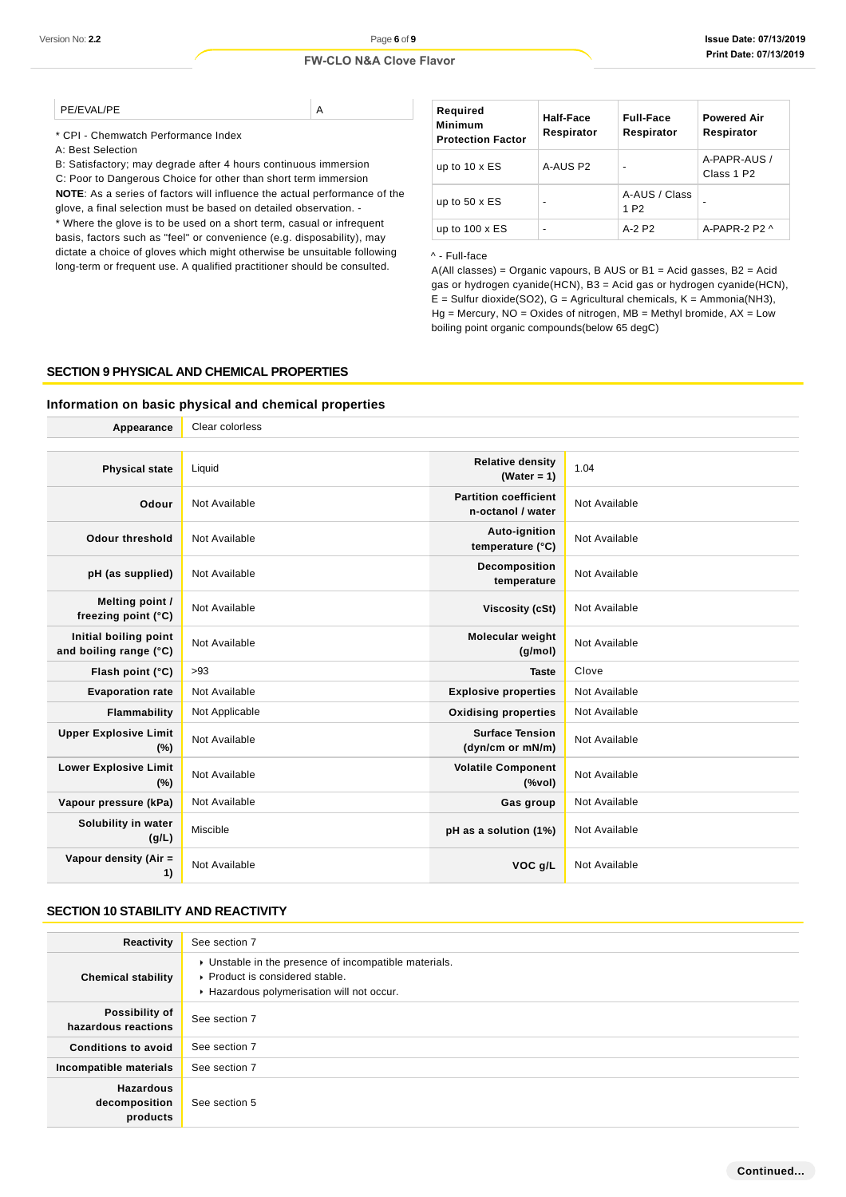| PE/EVAL/PE | A |
|---|---|

* CPI - Chemwatch Performance Index
A: Best Selection
B: Satisfactory; may degrade after 4 hours continuous immersion
C: Poor to Dangerous Choice for other than short term immersion
**NOTE**: As a series of factors will influence the actual performance of the glove, a final selection must be based on detailed observation. -
* Where the glove is to be used on a short term, casual or infrequent basis, factors such as "feel" or convenience (e.g. disposability), may dictate a choice of gloves which might otherwise be unsuitable following long-term or frequent use. A qualified practitioner should be consulted.

| Required Minimum Protection Factor | Half-Face Respirator | Full-Face Respirator | Powered Air Respirator |
|---|---|---|---|
| up to 10 x ES | A-AUS P2 | - | A-PAPR-AUS / Class 1 P2 |
| up to 50 x ES | - | A-AUS / Class 1 P2 | - |
| up to 100 x ES | - | A-2 P2 | A-PAPR-2 P2 ^ |

^ - Full-face
A(All classes) = Organic vapours, B AUS or B1 = Acid gasses, B2 = Acid gas or hydrogen cyanide(HCN), B3 = Acid gas or hydrogen cyanide(HCN), E = Sulfur dioxide(SO2), G = Agricultural chemicals, K = Ammonia(NH3), Hg = Mercury, NO = Oxides of nitrogen, MB = Methyl bromide, AX = Low boiling point organic compounds(below 65 degC)

## SECTION 9 PHYSICAL AND CHEMICAL PROPERTIES

### Information on basic physical and chemical properties

| Appearance | Clear colorless | | |
|---|---|---|---|
| **Physical state** | Liquid | **Relative density (Water = 1)** | 1.04 |
| **Odour** | Not Available | **Partition coefficient n-octanol / water** | Not Available |
| **Odour threshold** | Not Available | **Auto-ignition temperature (°C)** | Not Available |
| **pH (as supplied)** | Not Available | **Decomposition temperature** | Not Available |
| **Melting point / freezing point (°C)** | Not Available | **Viscosity (cSt)** | Not Available |
| **Initial boiling point and boiling range (°C)** | Not Available | **Molecular weight (g/mol)** | Not Available |
| **Flash point (°C)** | >93 | **Taste** | Clove |
| **Evaporation rate** | Not Available | **Explosive properties** | Not Available |
| **Flammability** | Not Applicable | **Oxidising properties** | Not Available |
| **Upper Explosive Limit (%)** | Not Available | **Surface Tension (dyn/cm or mN/m)** | Not Available |
| **Lower Explosive Limit (%)** | Not Available | **Volatile Component (%vol)** | Not Available |
| **Vapour pressure (kPa)** | Not Available | **Gas group** | Not Available |
| **Solubility in water (g/L)** | Miscible | **pH as a solution (1%)** | Not Available |
| **Vapour density (Air = 1)** | Not Available | **VOC g/L** | Not Available |

## SECTION 10 STABILITY AND REACTIVITY

| Reactivity | See section 7 |
|---|---|
| **Chemical stability** | ‣ Unstable in the presence of incompatible materials.<br>‣ Product is considered stable.<br>‣ Hazardous polymerisation will not occur. |
| **Possibility of hazardous reactions** | See section 7 |
| **Conditions to avoid** | See section 7 |
| **Incompatible materials** | See section 7 |
| **Hazardous decomposition products** | See section 5 |

Continued...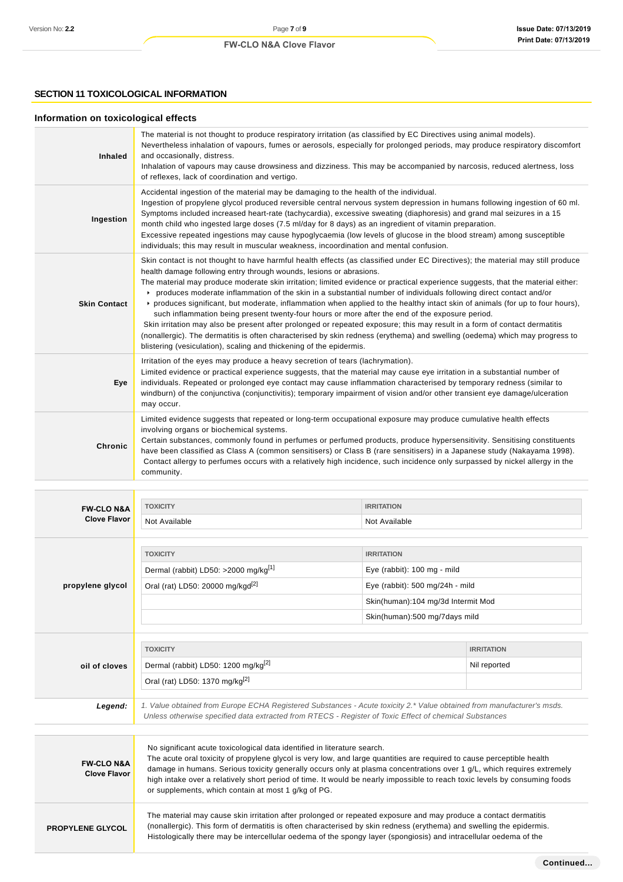## SECTION 11 TOXICOLOGICAL INFORMATION

### Information on toxicological effects

| | |
|---|---|
| **Inhaled** | The material is not thought to produce respiratory irritation (as classified by EC Directives using animal models). Nevertheless inhalation of vapours, fumes or aerosols, especially for prolonged periods, may produce respiratory discomfort and occasionally, distress.<br>Inhalation of vapours may cause drowsiness and dizziness. This may be accompanied by narcosis, reduced alertness, loss of reflexes, lack of coordination and vertigo. |
| **Ingestion** | Accidental ingestion of the material may be damaging to the health of the individual.<br>Ingestion of propylene glycol produced reversible central nervous system depression in humans following ingestion of 60 ml. Symptoms included increased heart-rate (tachycardia), excessive sweating (diaphoresis) and grand mal seizures in a 15 month child who ingested large doses (7.5 ml/day for 8 days) as an ingredient of vitamin preparation.<br>Excessive repeated ingestions may cause hypoglycaemia (low levels of glucose in the blood stream) among susceptible individuals; this may result in muscular weakness, incoordination and mental confusion. |
| **Skin Contact** | Skin contact is not thought to have harmful health effects (as classified under EC Directives); the material may still produce health damage following entry through wounds, lesions or abrasions.<br>The material may produce moderate skin irritation; limited evidence or practical experience suggests, that the material either:<br>‣ produces moderate inflammation of the skin in a substantial number of individuals following direct contact and/or<br>‣ produces significant, but moderate, inflammation when applied to the healthy intact skin of animals (for up to four hours), such inflammation being present twenty-four hours or more after the end of the exposure period.<br>Skin irritation may also be present after prolonged or repeated exposure; this may result in a form of contact dermatitis (nonallergic). The dermatitis is often characterised by skin redness (erythema) and swelling (oedema) which may progress to blistering (vesiculation), scaling and thickening of the epidermis. |
| **Eye** | Irritation of the eyes may produce a heavy secretion of tears (lachrymation).<br>Limited evidence or practical experience suggests, that the material may cause eye irritation in a substantial number of individuals. Repeated or prolonged eye contact may cause inflammation characterised by temporary redness (similar to windburn) of the conjunctiva (conjunctivitis); temporary impairment of vision and/or other transient eye damage/ulceration may occur. |
| **Chronic** | Limited evidence suggests that repeated or long-term occupational exposure may produce cumulative health effects involving organs or biochemical systems.<br>Certain substances, commonly found in perfumes or perfumed products, produce hypersensitivity. Sensitising constituents have been classified as Class A (common sensitisers) or Class B (rare sensitisers) in a Japanese study (Nakayama 1998).<br>Contact allergy to perfumes occurs with a relatively high incidence, such incidence only surpassed by nickel allergy in the community. |

**FW-CLO N&A Clove Flavor**

| TOXICITY | IRRITATION |
|---|---|
| Not Available | Not Available |

**propylene glycol**

| TOXICITY | IRRITATION |
|---|---|
| Dermal (rabbit) LD50: >2000 mg/kg[1] | Eye (rabbit): 100 mg - mild |
| Oral (rat) LD50: 20000 mg/kgd[2] | Eye (rabbit): 500 mg/24h - mild |
| | Skin(human):104 mg/3d Intermit Mod |
| | Skin(human):500 mg/7days mild |

**oil of cloves**

| TOXICITY | IRRITATION |
|---|---|
| Dermal (rabbit) LD50: 1200 mg/kg[2] | Nil reported |
| Oral (rat) LD50: 1370 mg/kg[2] | |

***Legend:*** *1. Value obtained from Europe ECHA Registered Substances - Acute toxicity 2.\* Value obtained from manufacturer's msds. Unless otherwise specified data extracted from RTECS - Register of Toxic Effect of chemical Substances*

| | |
|---|---|
| **FW-CLO N&A Clove Flavor** | No significant acute toxicological data identified in literature search.<br>The acute oral toxicity of propylene glycol is very low, and large quantities are required to cause perceptible health damage in humans. Serious toxicity generally occurs only at plasma concentrations over 1 g/L, which requires extremely high intake over a relatively short period of time. It would be nearly impossible to reach toxic levels by consuming foods or supplements, which contain at most 1 g/kg of PG. |
| **PROPYLENE GLYCOL** | The material may cause skin irritation after prolonged or repeated exposure and may produce a contact dermatitis (nonallergic). This form of dermatitis is often characterised by skin redness (erythema) and swelling the epidermis. Histologically there may be intercellular oedema of the spongy layer (spongiosis) and intracellular oedema of the |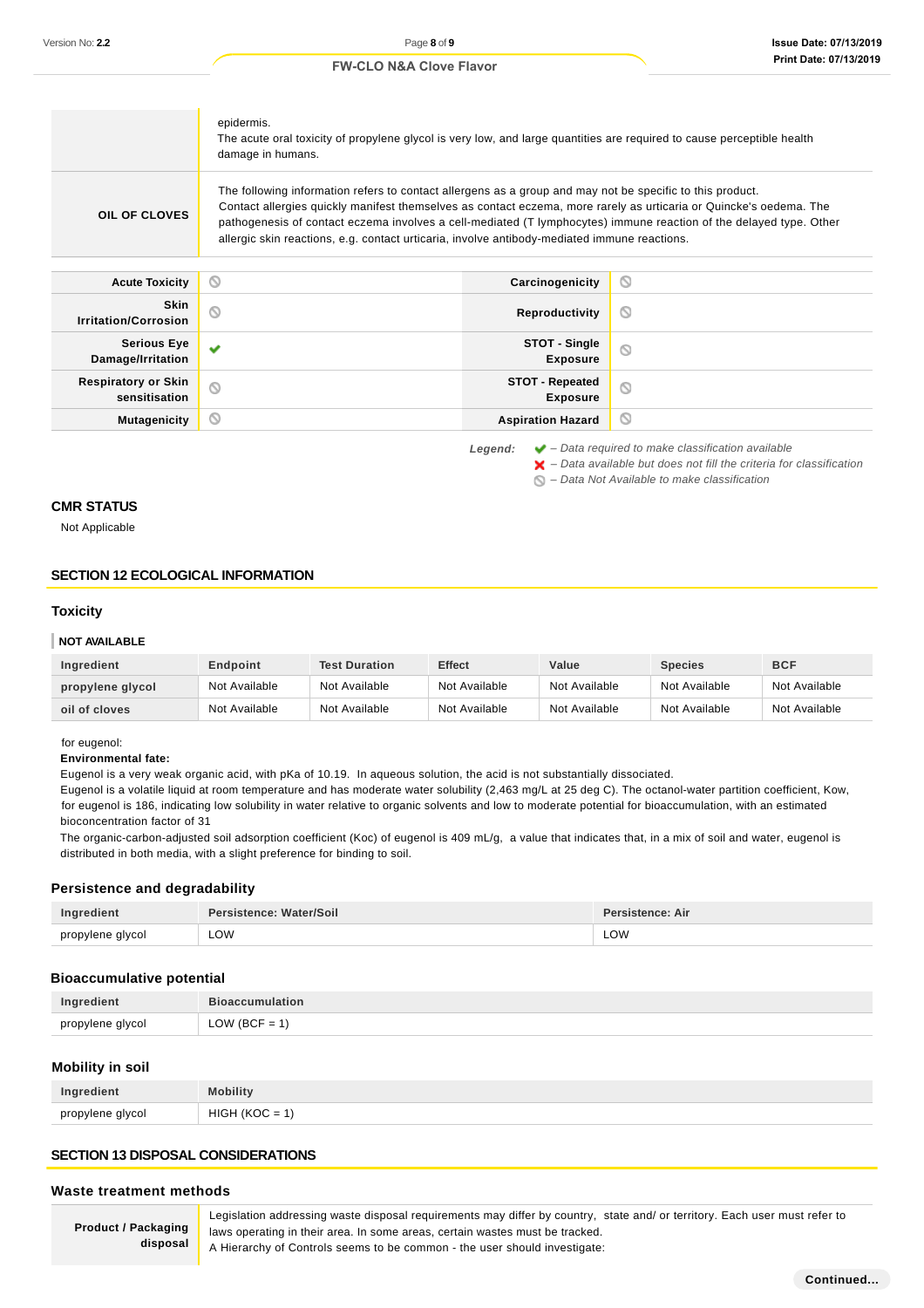| | |
|---|---|
| | epidermis.<br>The acute oral toxicity of propylene glycol is very low, and large quantities are required to cause perceptible health damage in humans. |
| **OIL OF CLOVES** | The following information refers to contact allergens as a group and may not be specific to this product.<br>Contact allergies quickly manifest themselves as contact eczema, more rarely as urticaria or Quincke's oedema. The pathogenesis of contact eczema involves a cell-mediated (T lymphocytes) immune reaction of the delayed type. Other allergic skin reactions, e.g. contact urticaria, involve antibody-mediated immune reactions. |

| | | | |
|---|---|---|---|
| **Acute Toxicity** | ⊘ | **Carcinogenicity** | ⊘ |
| **Skin Irritation/Corrosion** | ⊘ | **Reproductivity** | ⊘ |
| **Serious Eye Damage/Irritation** | ✔ | **STOT - Single Exposure** | ⊘ |
| **Respiratory or Skin sensitisation** | ⊘ | **STOT - Repeated Exposure** | ⊘ |
| **Mutagenicity** | ⊘ | **Aspiration Hazard** | ⊘ |

*Legend:*
✔ *– Data required to make classification available*
✘ *– Data available but does not fill the criteria for classification*
⊘ *– Data Not Available to make classification*

### CMR STATUS

Not Applicable

## SECTION 12 ECOLOGICAL INFORMATION

### Toxicity

**NOT AVAILABLE**

| Ingredient | Endpoint | Test Duration | Effect | Value | Species | BCF |
|---|---|---|---|---|---|---|
| propylene glycol | Not Available | Not Available | Not Available | Not Available | Not Available | Not Available |
| oil of cloves | Not Available | Not Available | Not Available | Not Available | Not Available | Not Available |

for eugenol:
**Environmental fate:**
Eugenol is a very weak organic acid, with pKa of 10.19. In aqueous solution, the acid is not substantially dissociated.
Eugenol is a volatile liquid at room temperature and has moderate water solubility (2,463 mg/L at 25 deg C). The octanol-water partition coefficient, Kow, for eugenol is 186, indicating low solubility in water relative to organic solvents and low to moderate potential for bioaccumulation, with an estimated bioconcentration factor of 31
The organic-carbon-adjusted soil adsorption coefficient (Koc) of eugenol is 409 mL/g, a value that indicates that, in a mix of soil and water, eugenol is distributed in both media, with a slight preference for binding to soil.

### Persistence and degradability

| Ingredient | Persistence: Water/Soil | Persistence: Air |
|---|---|---|
| propylene glycol | LOW | LOW |

### Bioaccumulative potential

| Ingredient | Bioaccumulation |
|---|---|
| propylene glycol | LOW (BCF = 1) |

### Mobility in soil

| Ingredient | Mobility |
|---|---|
| propylene glycol | HIGH (KOC = 1) |

## SECTION 13 DISPOSAL CONSIDERATIONS

### Waste treatment methods

| | |
|---|---|
| **Product / Packaging disposal** | Legislation addressing waste disposal requirements may differ by country, state and/ or territory. Each user must refer to laws operating in their area. In some areas, certain wastes must be tracked.<br>A Hierarchy of Controls seems to be common - the user should investigate: |

Continued...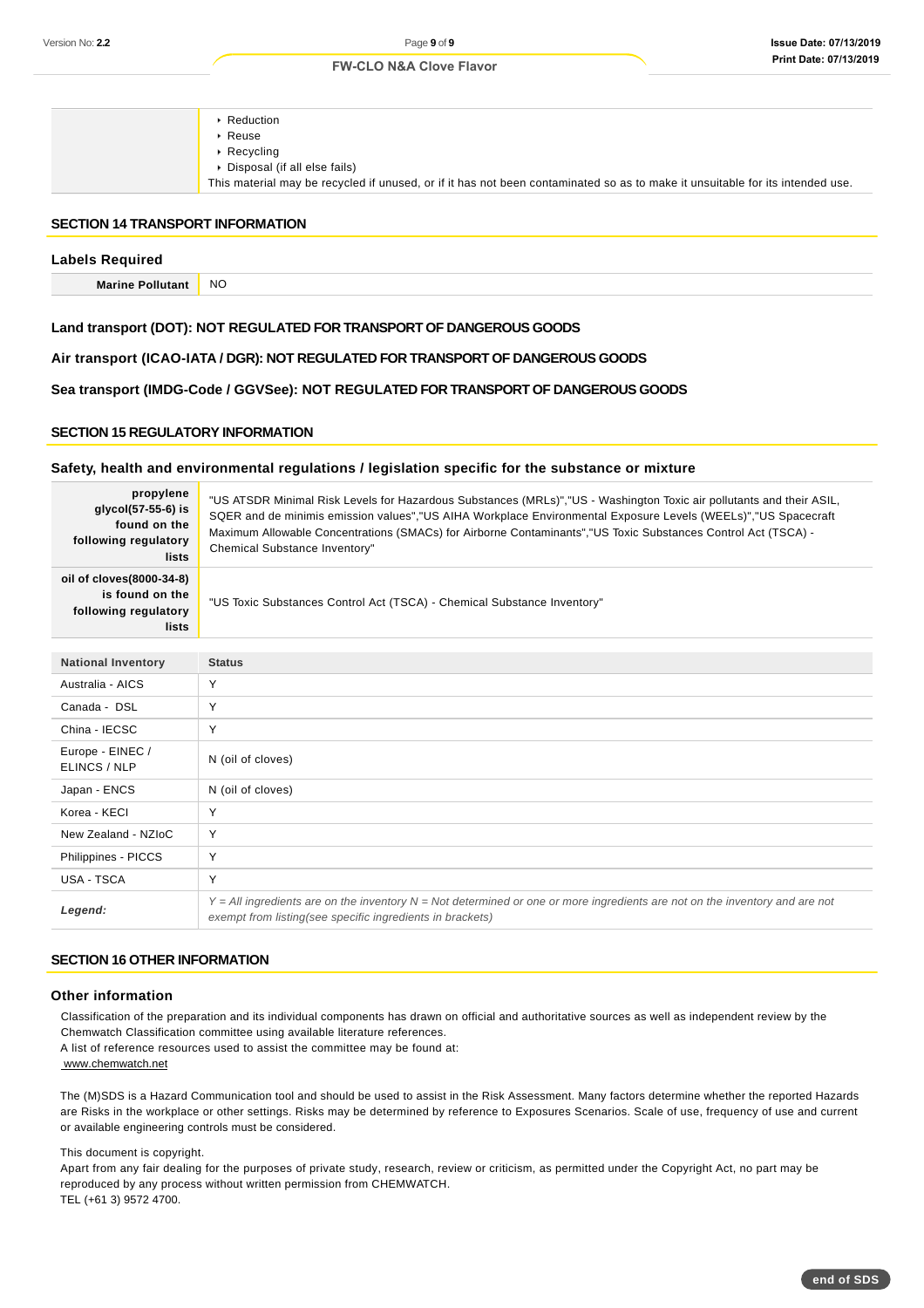| | |
|---|---|
| | ‣ Reduction<br>‣ Reuse<br>‣ Recycling<br>‣ Disposal (if all else fails)<br>This material may be recycled if unused, or if it has not been contaminated so as to make it unsuitable for its intended use. |

## SECTION 14 TRANSPORT INFORMATION

### Labels Required

| | |
|---|---|
| **Marine Pollutant** | NO |

**Land transport (DOT): NOT REGULATED FOR TRANSPORT OF DANGEROUS GOODS**

**Air transport (ICAO-IATA / DGR): NOT REGULATED FOR TRANSPORT OF DANGEROUS GOODS**

**Sea transport (IMDG-Code / GGVSee): NOT REGULATED FOR TRANSPORT OF DANGEROUS GOODS**

## SECTION 15 REGULATORY INFORMATION

### Safety, health and environmental regulations / legislation specific for the substance or mixture

| | |
|---|---|
| **propylene glycol(57-55-6) is found on the following regulatory lists** | "US ATSDR Minimal Risk Levels for Hazardous Substances (MRLs)","US - Washington Toxic air pollutants and their ASIL, SQER and de minimis emission values","US AIHA Workplace Environmental Exposure Levels (WEELs)","US Spacecraft Maximum Allowable Concentrations (SMACs) for Airborne Contaminants","US Toxic Substances Control Act (TSCA) - Chemical Substance Inventory" |
| **oil of cloves(8000-34-8) is found on the following regulatory lists** | "US Toxic Substances Control Act (TSCA) - Chemical Substance Inventory" |

| National Inventory | Status |
|---|---|
| Australia - AICS | Y |
| Canada - DSL | Y |
| China - IECSC | Y |
| Europe - EINEC / ELINCS / NLP | N (oil of cloves) |
| Japan - ENCS | N (oil of cloves) |
| Korea - KECI | Y |
| New Zealand - NZIoC | Y |
| Philippines - PICCS | Y |
| USA - TSCA | Y |
| ***Legend:*** | *Y = All ingredients are on the inventory N = Not determined or one or more ingredients are not on the inventory and are not exempt from listing(see specific ingredients in brackets)* |

## SECTION 16 OTHER INFORMATION

### Other information

Classification of the preparation and its individual components has drawn on official and authoritative sources as well as independent review by the Chemwatch Classification committee using available literature references.
A list of reference resources used to assist the committee may be found at:
www.chemwatch.net

The (M)SDS is a Hazard Communication tool and should be used to assist in the Risk Assessment. Many factors determine whether the reported Hazards are Risks in the workplace or other settings. Risks may be determined by reference to Exposures Scenarios. Scale of use, frequency of use and current or available engineering controls must be considered.

This document is copyright.
Apart from any fair dealing for the purposes of private study, research, review or criticism, as permitted under the Copyright Act, no part may be reproduced by any process without written permission from CHEMWATCH.
TEL (+61 3) 9572 4700.

end of SDS